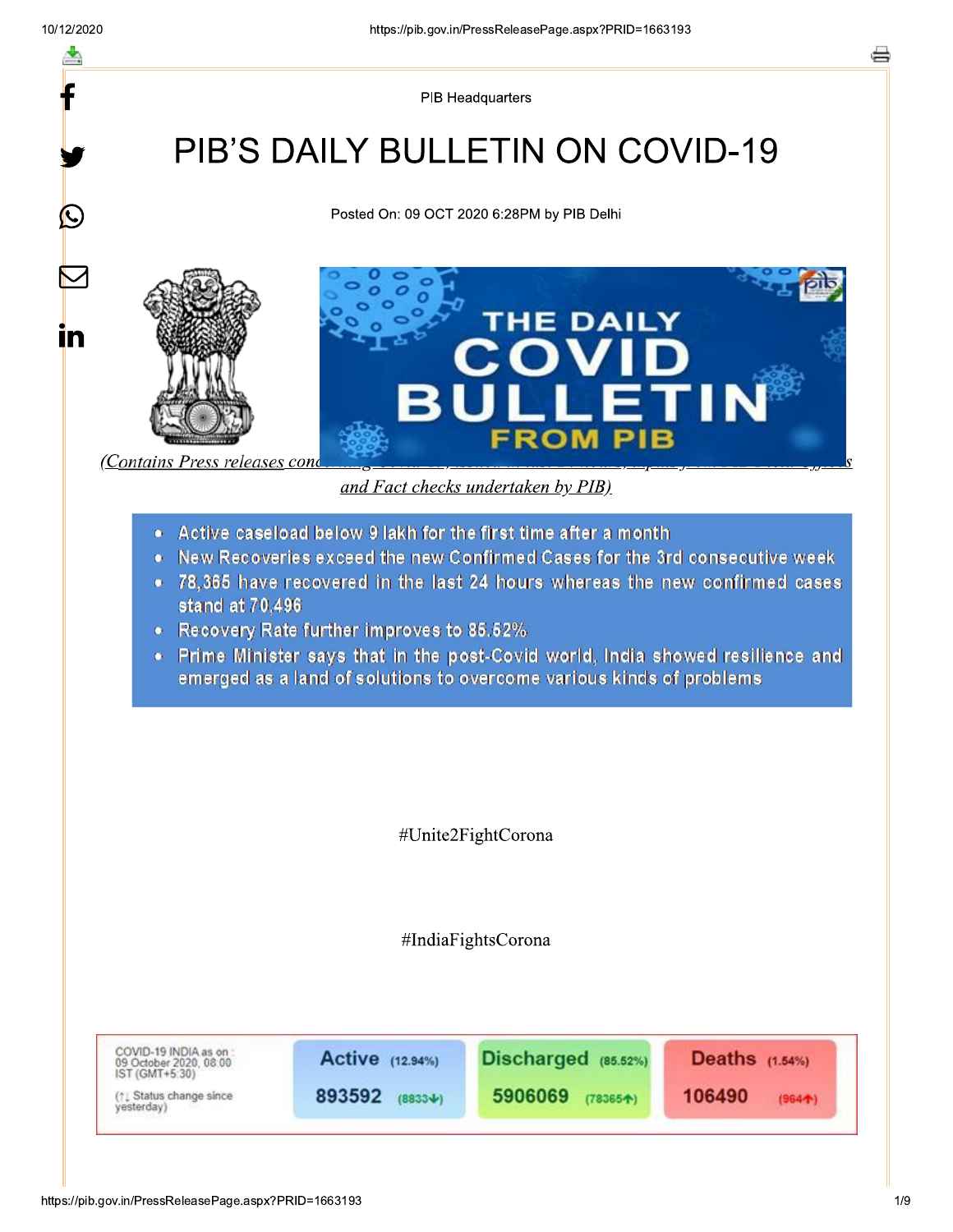PIB Headquarters

# PIB'S DAILY BULLETIN ON COVID-19

Posted On: 09 OCT 2020 6:28PM by PIB Delhi

*(Contains Press releases concerning Covid-19, issued in last 24 hours, inputs from PIB Field Offices and Fact checks undertaken by PIB)*

- Active caseload below 9 lakh for the first time after a month
- New Recoveries exceed the new Confirmed Cases for the 3rd consecutive week
- 78,365 have recovered in the last 24 hours whereas the new confirmed cases stand at 70,496
- Recovery Rate further improves to 85.52%
- Prime Minister says that in the post-Covid world, India showed resilience and emerged as a land of solutions to overcome various kinds of problems

#Unite2FightCorona

#IndiaFightsCorona

| COVID-19 INDIA as on : 09 October 2020, 08:00 IST (GMT+5:30) (↑↓ Status change since yesterday) | Active (12.94%) | Discharged (85.52%) | Deaths (1.54%) |
|---|---|---|---|
| | 893592 (8833↓) | 5906069 (78365↑) | 106490 (964↑) |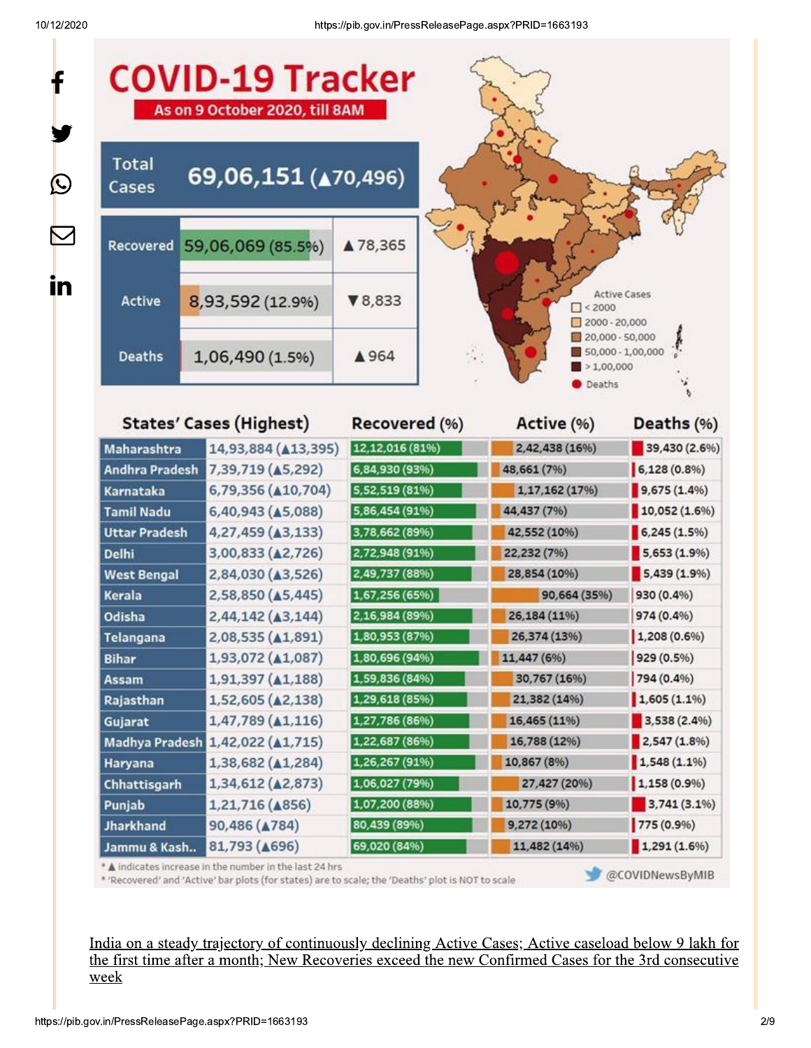# COVID-19 Tracker

**As on 9 October 2020, till 8AM**

| | | |
|---|---|---|
| Total Cases | 69,06,151 (▲70,496) | |
| Recovered | 59,06,069 (85.5%) | ▲78,365 |
| Active | 8,93,592 (12.9%) | ▼8,833 |
| Deaths | 1,06,490 (1.5%) | ▲964 |

Active Cases

- < 2000
- 2000 - 20,000
- 20,000 - 50,000
- 50,000 - 1,00,000
- > 1,00,000
- Deaths

| States' Cases (Highest) | | Recovered (%) | Active (%) | Deaths (%) |
|---|---|---|---|---|
| Maharashtra | 14,93,884 (▲13,395) | 12,12,016 (81%) | 2,42,438 (16%) | 39,430 (2.6%) |
| Andhra Pradesh | 7,39,719 (▲5,292) | 6,84,930 (93%) | 48,661 (7%) | 6,128 (0.8%) |
| Karnataka | 6,79,356 (▲10,704) | 5,52,519 (81%) | 1,17,162 (17%) | 9,675 (1.4%) |
| Tamil Nadu | 6,40,943 (▲5,088) | 5,86,454 (91%) | 44,437 (7%) | 10,052 (1.6%) |
| Uttar Pradesh | 4,27,459 (▲3,133) | 3,78,662 (89%) | 42,552 (10%) | 6,245 (1.5%) |
| Delhi | 3,00,833 (▲2,726) | 2,72,948 (91%) | 22,232 (7%) | 5,653 (1.9%) |
| West Bengal | 2,84,030 (▲3,526) | 2,49,737 (88%) | 28,854 (10%) | 5,439 (1.9%) |
| Kerala | 2,58,850 (▲5,445) | 1,67,256 (65%) | 90,664 (35%) | 930 (0.4%) |
| Odisha | 2,44,142 (▲3,144) | 2,16,984 (89%) | 26,184 (11%) | 974 (0.4%) |
| Telangana | 2,08,535 (▲1,891) | 1,80,953 (87%) | 26,374 (13%) | 1,208 (0.6%) |
| Bihar | 1,93,072 (▲1,087) | 1,80,696 (94%) | 11,447 (6%) | 929 (0.5%) |
| Assam | 1,91,397 (▲1,188) | 1,59,836 (84%) | 30,767 (16%) | 794 (0.4%) |
| Rajasthan | 1,52,605 (▲2,138) | 1,29,618 (85%) | 21,382 (14%) | 1,605 (1.1%) |
| Gujarat | 1,47,789 (▲1,116) | 1,27,786 (86%) | 16,465 (11%) | 3,538 (2.4%) |
| Madhya Pradesh | 1,42,022 (▲1,715) | 1,22,687 (86%) | 16,788 (12%) | 2,547 (1.8%) |
| Haryana | 1,38,682 (▲1,284) | 1,26,267 (91%) | 10,867 (8%) | 1,548 (1.1%) |
| Chhattisgarh | 1,34,612 (▲2,873) | 1,06,027 (79%) | 27,427 (20%) | 1,158 (0.9%) |
| Punjab | 1,21,716 (▲856) | 1,07,200 (88%) | 10,775 (9%) | 3,741 (3.1%) |
| Jharkhand | 90,486 (▲784) | 80,439 (89%) | 9,272 (10%) | 775 (0.9%) |
| Jammu & Kash.. | 81,793 (▲696) | 69,020 (84%) | 11,482 (14%) | 1,291 (1.6%) |

* ▲ indicates increase in the number in the last 24 hrs
* 'Recovered' and 'Active' bar plots (for states) are to scale; the 'Deaths' plot is NOT to scale

@COVIDNewsByMIB

India on a steady trajectory of continuously declining Active Cases; Active caseload below 9 lakh for the first time after a month; New Recoveries exceed the new Confirmed Cases for the 3rd consecutive week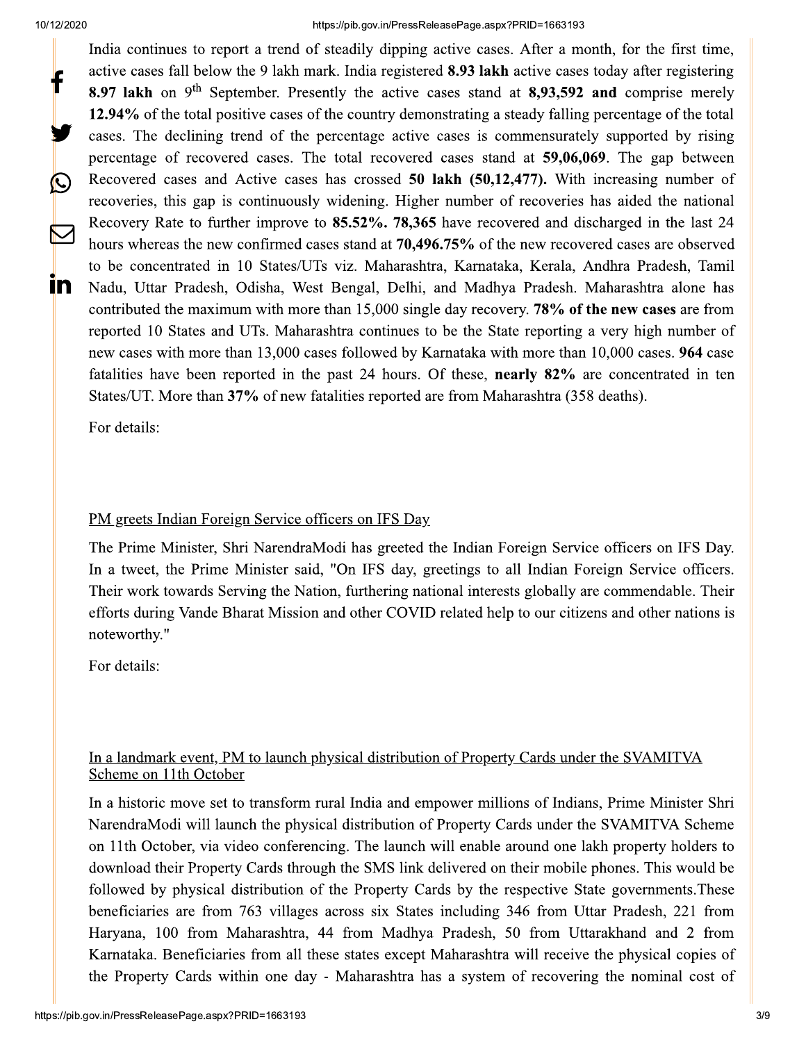India continues to report a trend of steadily dipping active cases. After a month, for the first time, active cases fall below the 9 lakh mark. India registered **8.93 lakh** active cases today after registering **8.97 lakh** on 9th September. Presently the active cases stand at **8,93,592 and** comprise merely **12.94%** of the total positive cases of the country demonstrating a steady falling percentage of the total cases. The declining trend of the percentage active cases is commensurately supported by rising percentage of recovered cases. The total recovered cases stand at **59,06,069**. The gap between Recovered cases and Active cases has crossed **50 lakh (50,12,477).** With increasing number of recoveries, this gap is continuously widening. Higher number of recoveries has aided the national Recovery Rate to further improve to **85.52%. 78,365** have recovered and discharged in the last 24 hours whereas the new confirmed cases stand at **70,496.75%** of the new recovered cases are observed to be concentrated in 10 States/UTs viz. Maharashtra, Karnataka, Kerala, Andhra Pradesh, Tamil Nadu, Uttar Pradesh, Odisha, West Bengal, Delhi, and Madhya Pradesh. Maharashtra alone has contributed the maximum with more than 15,000 single day recovery. **78% of the new cases** are from reported 10 States and UTs. Maharashtra continues to be the State reporting a very high number of new cases with more than 13,000 cases followed by Karnataka with more than 10,000 cases. **964** case fatalities have been reported in the past 24 hours. Of these, **nearly 82%** are concentrated in ten States/UT. More than **37%** of new fatalities reported are from Maharashtra (358 deaths).

For details:

## PM greets Indian Foreign Service officers on IFS Day

The Prime Minister, Shri NarendraModi has greeted the Indian Foreign Service officers on IFS Day. In a tweet, the Prime Minister said, "On IFS day, greetings to all Indian Foreign Service officers. Their work towards Serving the Nation, furthering national interests globally are commendable. Their efforts during Vande Bharat Mission and other COVID related help to our citizens and other nations is noteworthy."

For details:

## In a landmark event, PM to launch physical distribution of Property Cards under the SVAMITVA Scheme on 11th October

In a historic move set to transform rural India and empower millions of Indians, Prime Minister Shri NarendraModi will launch the physical distribution of Property Cards under the SVAMITVA Scheme on 11th October, via video conferencing. The launch will enable around one lakh property holders to download their Property Cards through the SMS link delivered on their mobile phones. This would be followed by physical distribution of the Property Cards by the respective State governments.These beneficiaries are from 763 villages across six States including 346 from Uttar Pradesh, 221 from Haryana, 100 from Maharashtra, 44 from Madhya Pradesh, 50 from Uttarakhand and 2 from Karnataka. Beneficiaries from all these states except Maharashtra will receive the physical copies of the Property Cards within one day - Maharashtra has a system of recovering the nominal cost of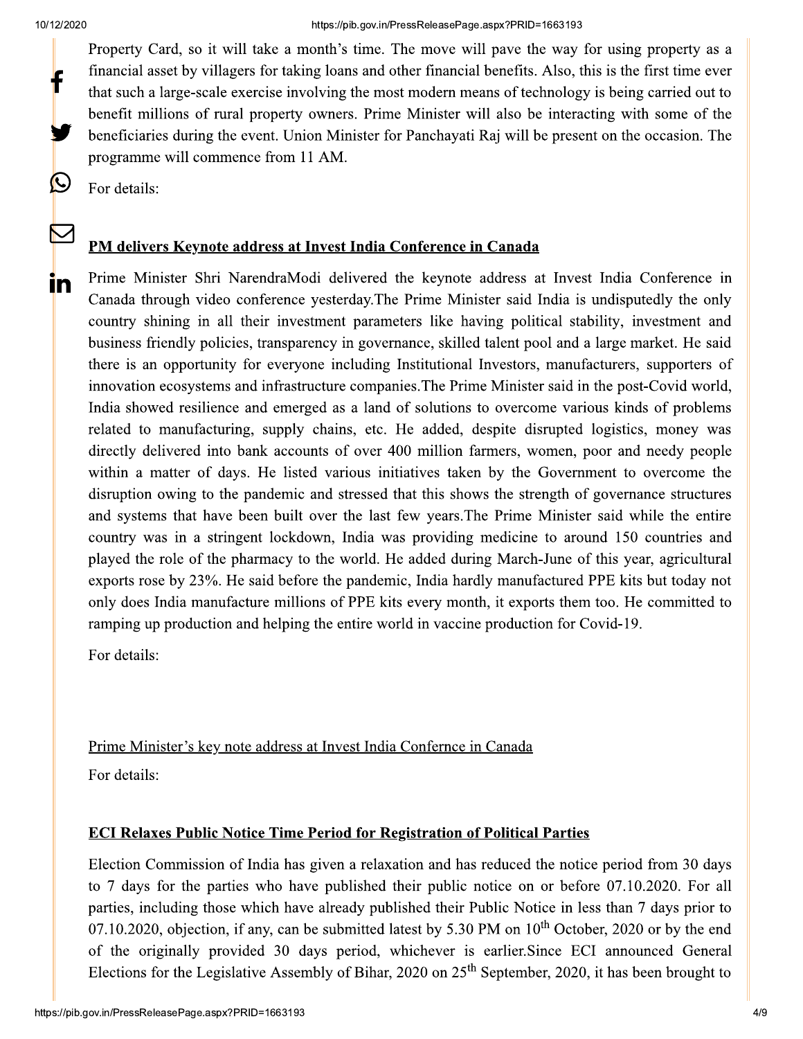Property Card, so it will take a month's time. The move will pave the way for using property as a financial asset by villagers for taking loans and other financial benefits. Also, this is the first time ever that such a large-scale exercise involving the most modern means of technology is being carried out to benefit millions of rural property owners. Prime Minister will also be interacting with some of the beneficiaries during the event. Union Minister for Panchayati Raj will be present on the occasion. The programme will commence from 11 AM.

For details:

**PM delivers Keynote address at Invest India Conference in Canada**

Prime Minister Shri NarendraModi delivered the keynote address at Invest India Conference in Canada through video conference yesterday.The Prime Minister said India is undisputedly the only country shining in all their investment parameters like having political stability, investment and business friendly policies, transparency in governance, skilled talent pool and a large market. He said there is an opportunity for everyone including Institutional Investors, manufacturers, supporters of innovation ecosystems and infrastructure companies.The Prime Minister said in the post-Covid world, India showed resilience and emerged as a land of solutions to overcome various kinds of problems related to manufacturing, supply chains, etc. He added, despite disrupted logistics, money was directly delivered into bank accounts of over 400 million farmers, women, poor and needy people within a matter of days. He listed various initiatives taken by the Government to overcome the disruption owing to the pandemic and stressed that this shows the strength of governance structures and systems that have been built over the last few years.The Prime Minister said while the entire country was in a stringent lockdown, India was providing medicine to around 150 countries and played the role of the pharmacy to the world. He added during March-June of this year, agricultural exports rose by 23%. He said before the pandemic, India hardly manufactured PPE kits but today not only does India manufacture millions of PPE kits every month, it exports them too. He committed to ramping up production and helping the entire world in vaccine production for Covid-19.

For details:

Prime Minister's key note address at Invest India Confernce in Canada

For details:

**ECI Relaxes Public Notice Time Period for Registration of Political Parties**

Election Commission of India has given a relaxation and has reduced the notice period from 30 days to 7 days for the parties who have published their public notice on or before 07.10.2020. For all parties, including those which have already published their Public Notice in less than 7 days prior to 07.10.2020, objection, if any, can be submitted latest by 5.30 PM on 10th October, 2020 or by the end of the originally provided 30 days period, whichever is earlier.Since ECI announced General Elections for the Legislative Assembly of Bihar, 2020 on 25th September, 2020, it has been brought to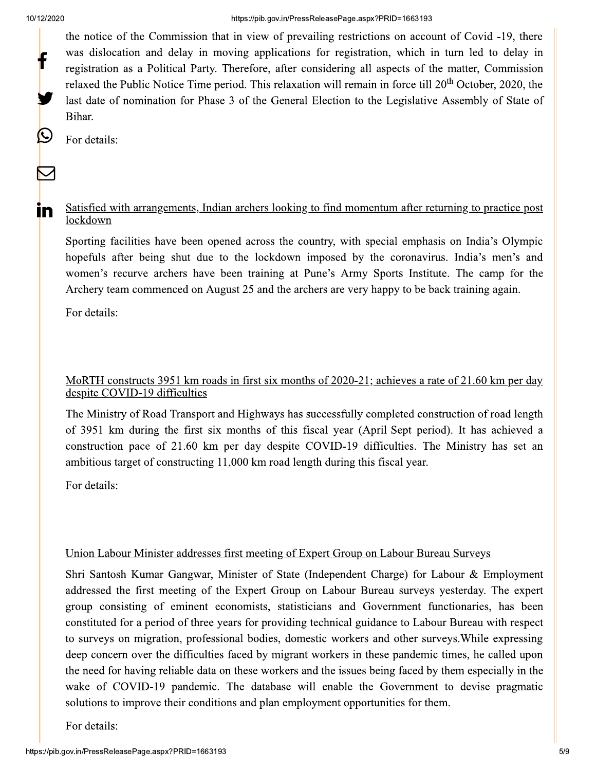the notice of the Commission that in view of prevailing restrictions on account of Covid -19, there was dislocation and delay in moving applications for registration, which in turn led to delay in registration as a Political Party. Therefore, after considering all aspects of the matter, Commission relaxed the Public Notice Time period. This relaxation will remain in force till 20th October, 2020, the last date of nomination for Phase 3 of the General Election to the Legislative Assembly of State of Bihar.

For details:

Satisfied with arrangements, Indian archers looking to find momentum after returning to practice post lockdown

Sporting facilities have been opened across the country, with special emphasis on India's Olympic hopefuls after being shut due to the lockdown imposed by the coronavirus. India's men's and women's recurve archers have been training at Pune's Army Sports Institute. The camp for the Archery team commenced on August 25 and the archers are very happy to be back training again.

For details:

MoRTH constructs 3951 km roads in first six months of 2020-21; achieves a rate of 21.60 km per day despite COVID-19 difficulties

The Ministry of Road Transport and Highways has successfully completed construction of road length of 3951 km during the first six months of this fiscal year (April-Sept period). It has achieved a construction pace of 21.60 km per day despite COVID-19 difficulties. The Ministry has set an ambitious target of constructing 11,000 km road length during this fiscal year.

For details:

Union Labour Minister addresses first meeting of Expert Group on Labour Bureau Surveys

Shri Santosh Kumar Gangwar, Minister of State (Independent Charge) for Labour & Employment addressed the first meeting of the Expert Group on Labour Bureau surveys yesterday. The expert group consisting of eminent economists, statisticians and Government functionaries, has been constituted for a period of three years for providing technical guidance to Labour Bureau with respect to surveys on migration, professional bodies, domestic workers and other surveys.While expressing deep concern over the difficulties faced by migrant workers in these pandemic times, he called upon the need for having reliable data on these workers and the issues being faced by them especially in the wake of COVID-19 pandemic. The database will enable the Government to devise pragmatic solutions to improve their conditions and plan employment opportunities for them.

For details: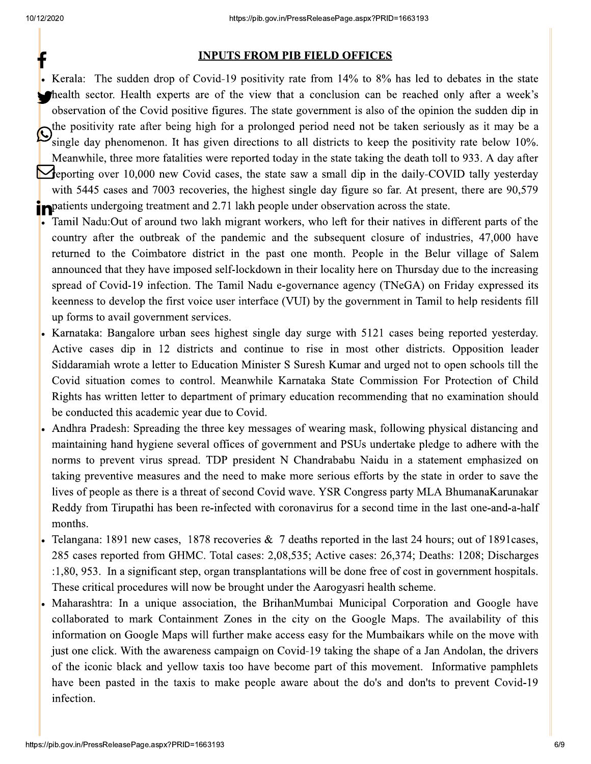## INPUTS FROM PIB FIELD OFFICES

- Kerala: The sudden drop of Covid-19 positivity rate from 14% to 8% has led to debates in the state health sector. Health experts are of the view that a conclusion can be reached only after a week's observation of the Covid positive figures. The state government is also of the opinion the sudden dip in the positivity rate after being high for a prolonged period need not be taken seriously as it may be a single day phenomenon. It has given directions to all districts to keep the positivity rate below 10%. Meanwhile, three more fatalities were reported today in the state taking the death toll to 933. A day after reporting over 10,000 new Covid cases, the state saw a small dip in the daily-COVID tally yesterday with 5445 cases and 7003 recoveries, the highest single day figure so far. At present, there are 90,579 patients undergoing treatment and 2.71 lakh people under observation across the state.
- Tamil Nadu:Out of around two lakh migrant workers, who left for their natives in different parts of the country after the outbreak of the pandemic and the subsequent closure of industries, 47,000 have returned to the Coimbatore district in the past one month. People in the Belur village of Salem announced that they have imposed self-lockdown in their locality here on Thursday due to the increasing spread of Covid-19 infection. The Tamil Nadu e-governance agency (TNeGA) on Friday expressed its keenness to develop the first voice user interface (VUI) by the government in Tamil to help residents fill up forms to avail government services.
- Karnataka: Bangalore urban sees highest single day surge with 5121 cases being reported yesterday. Active cases dip in 12 districts and continue to rise in most other districts. Opposition leader Siddaramiah wrote a letter to Education Minister S Suresh Kumar and urged not to open schools till the Covid situation comes to control. Meanwhile Karnataka State Commission For Protection of Child Rights has written letter to department of primary education recommending that no examination should be conducted this academic year due to Covid.
- Andhra Pradesh: Spreading the three key messages of wearing mask, following physical distancing and maintaining hand hygiene several offices of government and PSUs undertake pledge to adhere with the norms to prevent virus spread. TDP president N Chandrababu Naidu in a statement emphasized on taking preventive measures and the need to make more serious efforts by the state in order to save the lives of people as there is a threat of second Covid wave. YSR Congress party MLA BhumanaKarunakar Reddy from Tirupathi has been re-infected with coronavirus for a second time in the last one-and-a-half months.
- Telangana: 1891 new cases, 1878 recoveries & 7 deaths reported in the last 24 hours; out of 1891cases, 285 cases reported from GHMC. Total cases: 2,08,535; Active cases: 26,374; Deaths: 1208; Discharges :1,80, 953. In a significant step, organ transplantations will be done free of cost in government hospitals. These critical procedures will now be brought under the Aarogyasri health scheme.
- Maharashtra: In a unique association, the BrihanMumbai Municipal Corporation and Google have collaborated to mark Containment Zones in the city on the Google Maps. The availability of this information on Google Maps will further make access easy for the Mumbaikars while on the move with just one click. With the awareness campaign on Covid-19 taking the shape of a Jan Andolan, the drivers of the iconic black and yellow taxis too have become part of this movement. Informative pamphlets have been pasted in the taxis to make people aware about the do's and don'ts to prevent Covid-19 infection.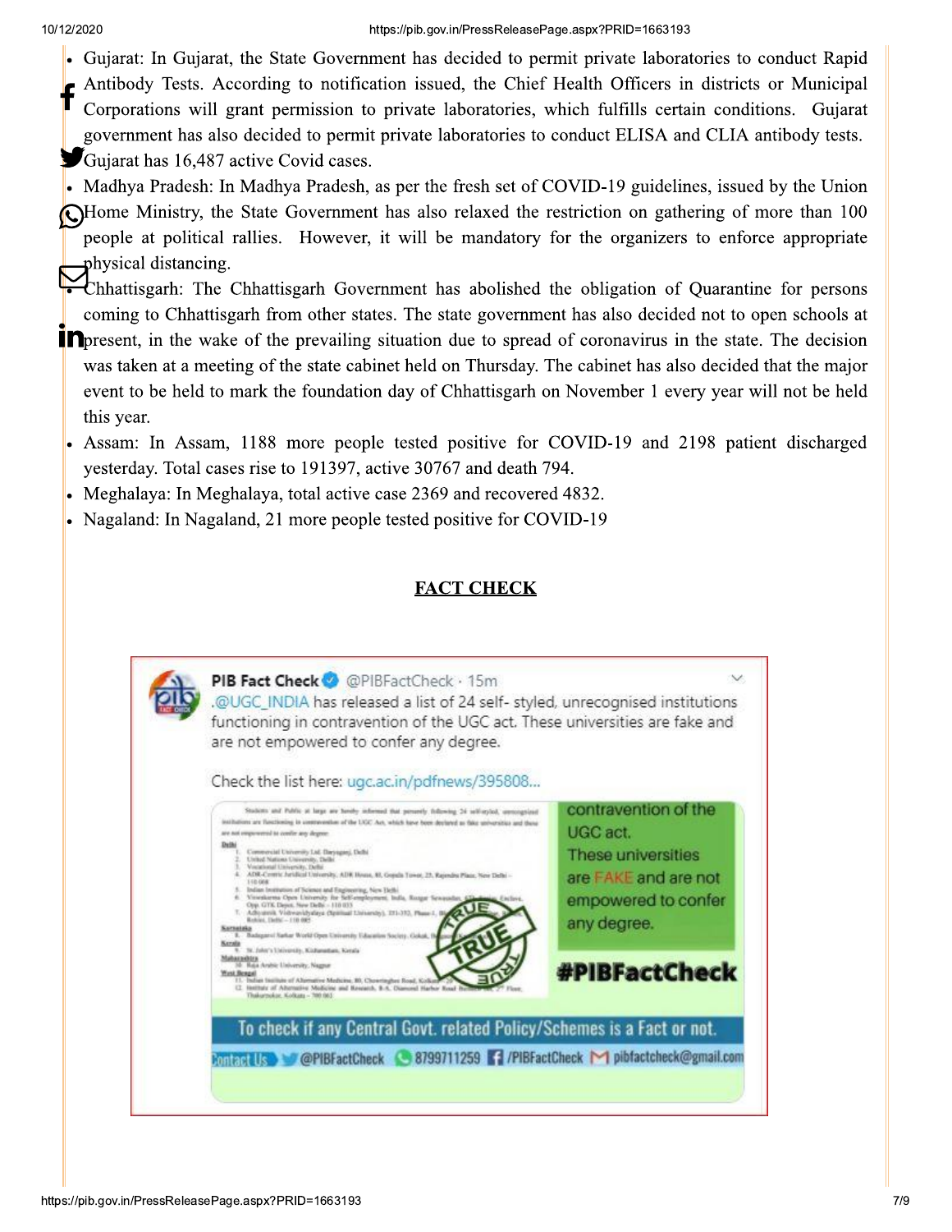- Gujarat: In Gujarat, the State Government has decided to permit private laboratories to conduct Rapid Antibody Tests. According to notification issued, the Chief Health Officers in districts or Municipal Corporations will grant permission to private laboratories, which fulfills certain conditions. Gujarat government has also decided to permit private laboratories to conduct ELISA and CLIA antibody tests. Gujarat has 16,487 active Covid cases.
- Madhya Pradesh: In Madhya Pradesh, as per the fresh set of COVID-19 guidelines, issued by the Union Home Ministry, the State Government has also relaxed the restriction on gathering of more than 100 people at political rallies. However, it will be mandatory for the organizers to enforce appropriate physical distancing.
- Chhattisgarh: The Chhattisgarh Government has abolished the obligation of Quarantine for persons coming to Chhattisgarh from other states. The state government has also decided not to open schools at present, in the wake of the prevailing situation due to spread of coronavirus in the state. The decision was taken at a meeting of the state cabinet held on Thursday. The cabinet has also decided that the major event to be held to mark the foundation day of Chhattisgarh on November 1 every year will not be held this year.
- Assam: In Assam, 1188 more people tested positive for COVID-19 and 2198 patient discharged yesterday. Total cases rise to 191397, active 30767 and death 794.
- Meghalaya: In Meghalaya, total active case 2369 and recovered 4832.
- Nagaland: In Nagaland, 21 more people tested positive for COVID-19

**FACT CHECK**

PIB Fact Check @PIBFactCheck · 15m
.@UGC_INDIA has released a list of 24 self- styled, unrecognised institutions functioning in contravention of the UGC act. These universities are fake and are not empowered to confer any degree.

Check the list here: ugc.ac.in/pdfnews/395808...

contravention of the UGC act. These universities are FAKE and are not empowered to confer any degree.

#PIBFactCheck

To check if any Central Govt. related Policy/Schemes is a Fact or not.

Contact Us @PIBFactCheck 8799711259 /PIBFactCheck pibfactcheck@gmail.com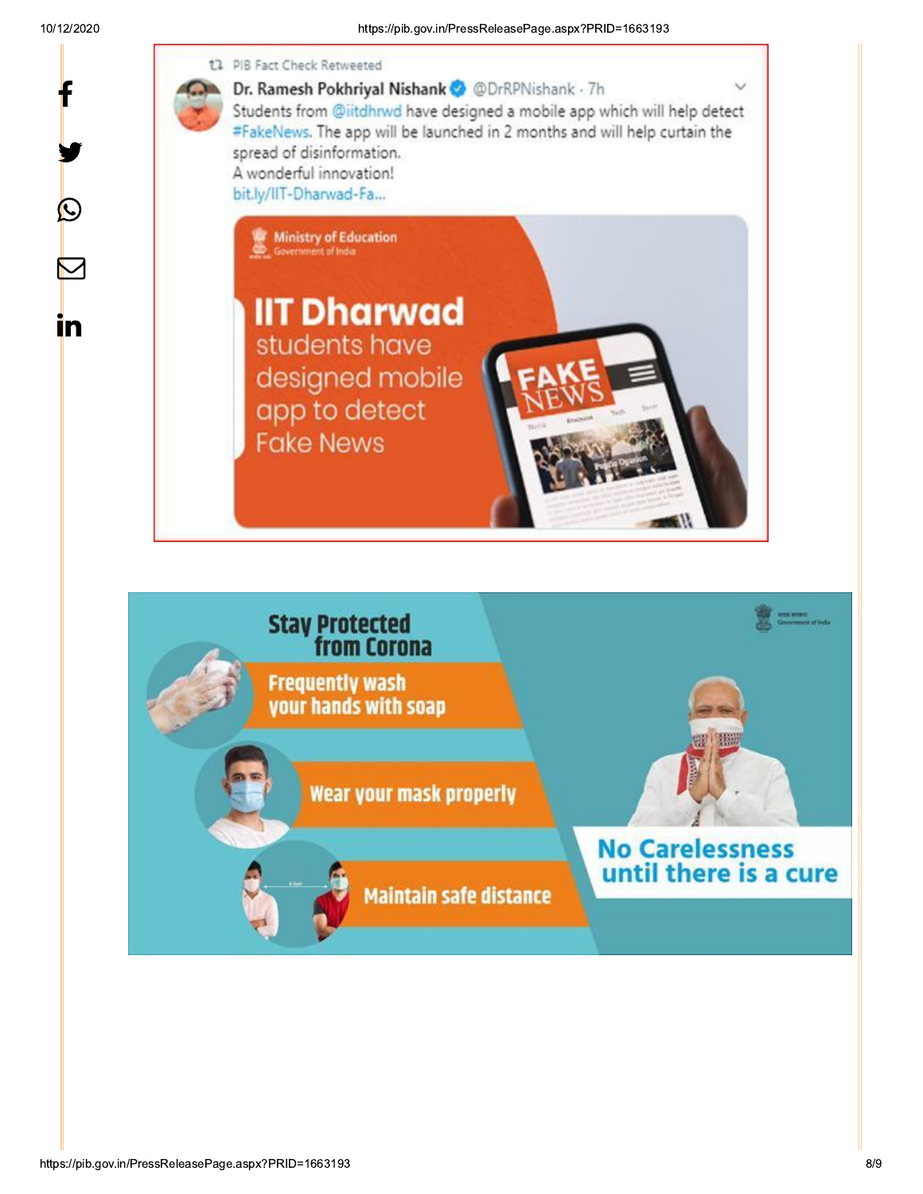PIB Fact Check Retweeted

**Dr. Ramesh Pokhriyal Nishank** @DrRPNishank · 7h

Students from @iitdhrwd have designed a mobile app which will help detect #FakeNews. The app will be launched in 2 months and will help curtain the spread of disinformation.
A wonderful innovation!
bit.ly/IIT-Dharwad-Fa...

Ministry of Education
Government of India

**IIT Dharwad** students have designed mobile app to detect Fake News

**Stay Protected from Corona**

- Frequently wash your hands with soap
- Wear your mask properly
- Maintain safe distance

**No Carelessness until there is a cure**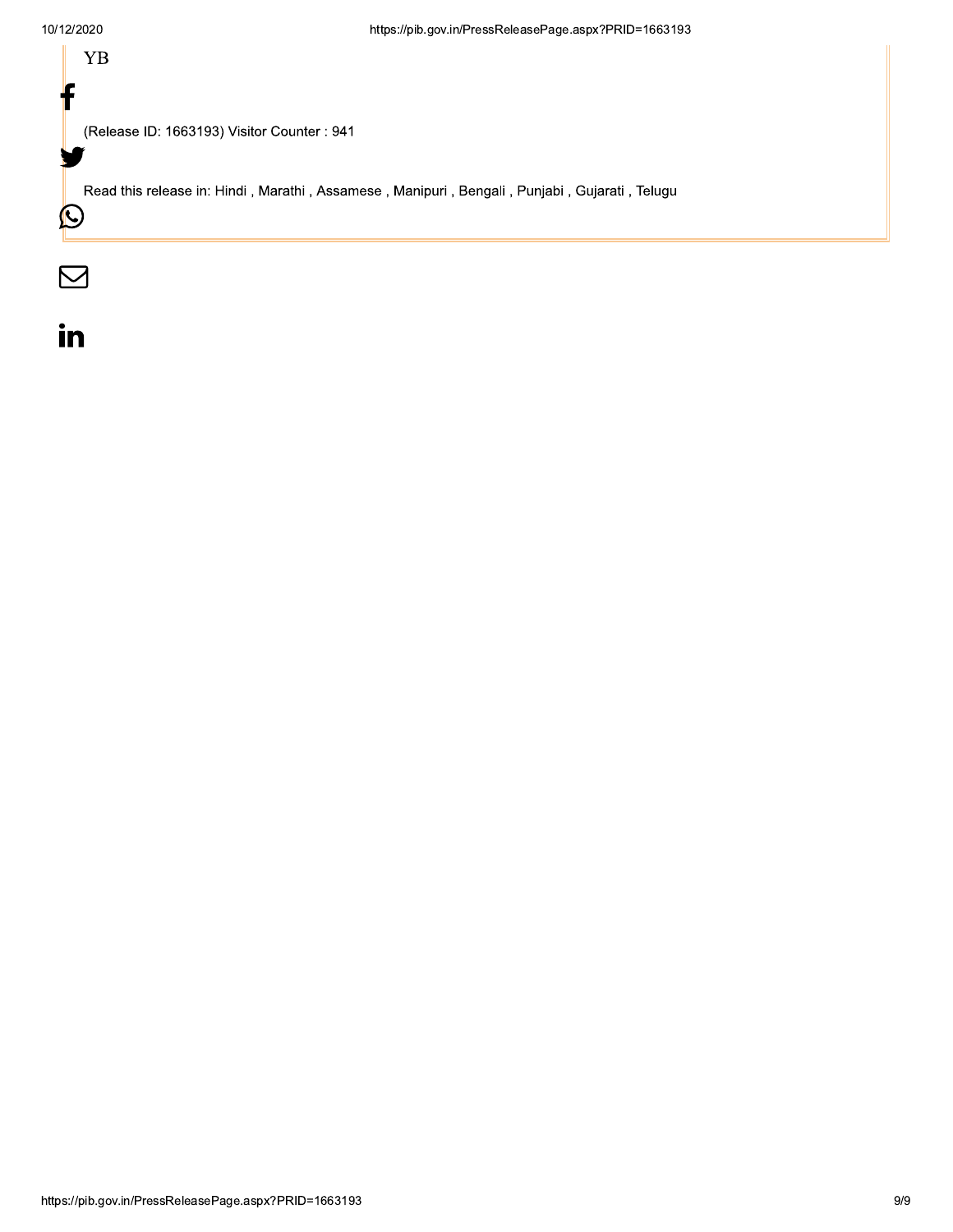YB

(Release ID: 1663193) Visitor Counter : 941

Read this release in: Hindi , Marathi , Assamese , Manipuri , Bengali , Punjabi , Gujarati , Telugu